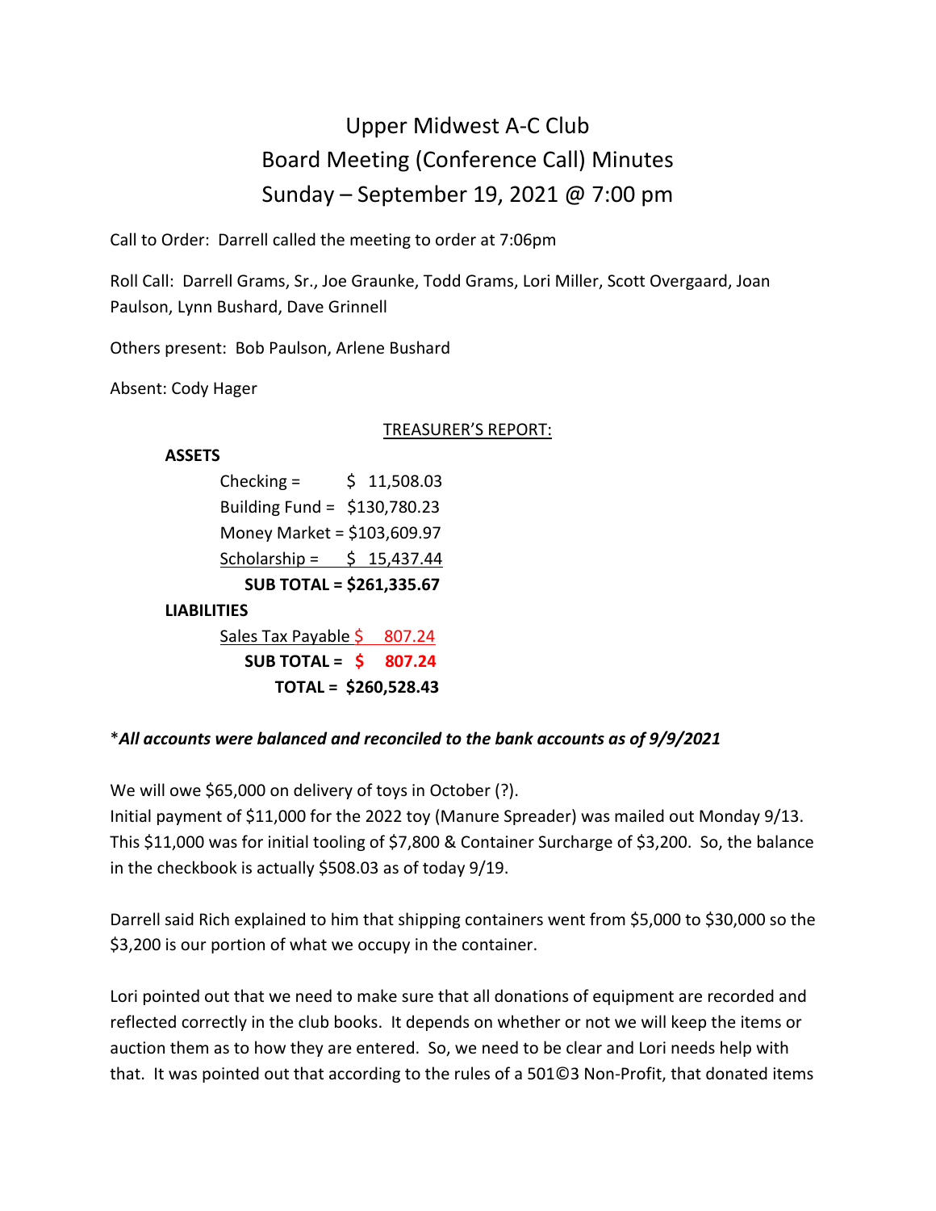# Upper Midwest A-C Club
## Board Meeting (Conference Call) Minutes
## Sunday – September 19, 2021 @ 7:00 pm

Call to Order: Darrell called the meeting to order at 7:06pm

Roll Call: Darrell Grams, Sr., Joe Graunke, Todd Grams, Lori Miller, Scott Overgaard, Joan Paulson, Lynn Bushard, Dave Grinnell

Others present: Bob Paulson, Arlene Bushard

Absent: Cody Hager

TREASURER'S REPORT:

**ASSETS**

| | |
|---|---|
| Checking = | $ 11,508.03 |
| Building Fund = | $130,780.23 |
| Money Market = | $103,609.97 |
| Scholarship = | $ 15,437.44 |
| **SUB TOTAL =** | **$261,335.67** |

**LIABILITIES**

| | |
|---|---|
| Sales Tax Payable | $ 807.24 |
| **SUB TOTAL =** | **$ 807.24** |
| **TOTAL =** | **$260,528.43** |

*\*All accounts were balanced and reconciled to the bank accounts as of 9/9/2021*

We will owe $65,000 on delivery of toys in October (?).
Initial payment of $11,000 for the 2022 toy (Manure Spreader) was mailed out Monday 9/13. This $11,000 was for initial tooling of $7,800 & Container Surcharge of $3,200. So, the balance in the checkbook is actually $508.03 as of today 9/19.

Darrell said Rich explained to him that shipping containers went from $5,000 to $30,000 so the $3,200 is our portion of what we occupy in the container.

Lori pointed out that we need to make sure that all donations of equipment are recorded and reflected correctly in the club books. It depends on whether or not we will keep the items or auction them as to how they are entered. So, we need to be clear and Lori needs help with that. It was pointed out that according to the rules of a 501©3 Non-Profit, that donated items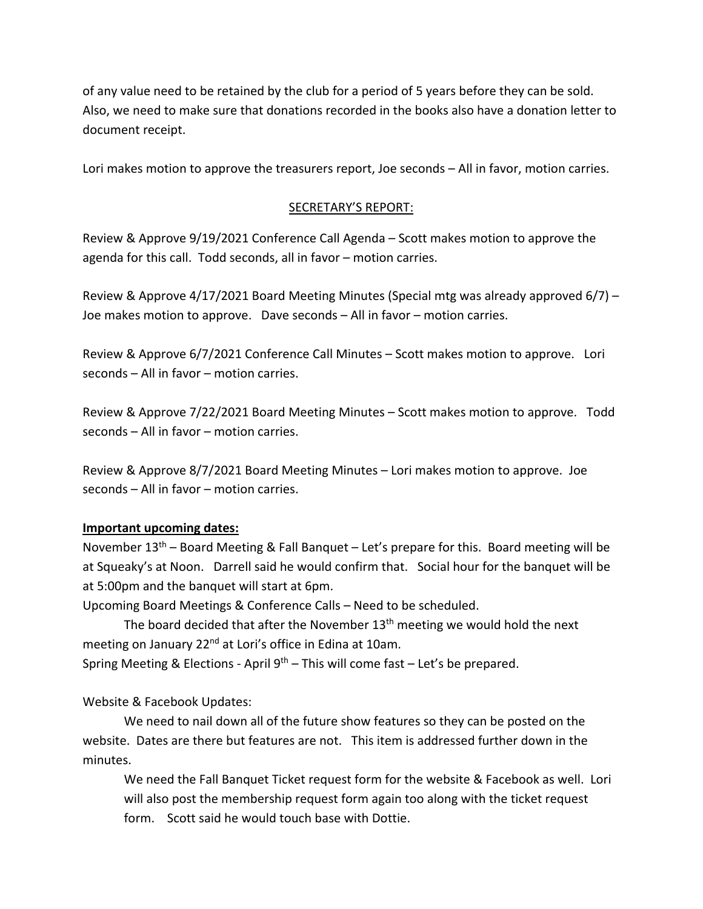of any value need to be retained by the club for a period of 5 years before they can be sold. Also, we need to make sure that donations recorded in the books also have a donation letter to document receipt.

Lori makes motion to approve the treasurers report, Joe seconds – All in favor, motion carries.

## SECRETARY'S REPORT:

Review & Approve 9/19/2021 Conference Call Agenda – Scott makes motion to approve the agenda for this call. Todd seconds, all in favor – motion carries.

Review & Approve 4/17/2021 Board Meeting Minutes (Special mtg was already approved 6/7) – Joe makes motion to approve. Dave seconds – All in favor – motion carries.

Review & Approve 6/7/2021 Conference Call Minutes – Scott makes motion to approve. Lori seconds – All in favor – motion carries.

Review & Approve 7/22/2021 Board Meeting Minutes – Scott makes motion to approve. Todd seconds – All in favor – motion carries.

Review & Approve 8/7/2021 Board Meeting Minutes – Lori makes motion to approve. Joe seconds – All in favor – motion carries.

**Important upcoming dates:**

November 13th – Board Meeting & Fall Banquet – Let's prepare for this. Board meeting will be at Squeaky's at Noon. Darrell said he would confirm that. Social hour for the banquet will be at 5:00pm and the banquet will start at 6pm.

Upcoming Board Meetings & Conference Calls – Need to be scheduled.

The board decided that after the November 13th meeting we would hold the next meeting on January 22nd at Lori's office in Edina at 10am.

Spring Meeting & Elections - April 9th – This will come fast – Let's be prepared.

Website & Facebook Updates:

We need to nail down all of the future show features so they can be posted on the website. Dates are there but features are not. This item is addressed further down in the minutes.

We need the Fall Banquet Ticket request form for the website & Facebook as well. Lori will also post the membership request form again too along with the ticket request form. Scott said he would touch base with Dottie.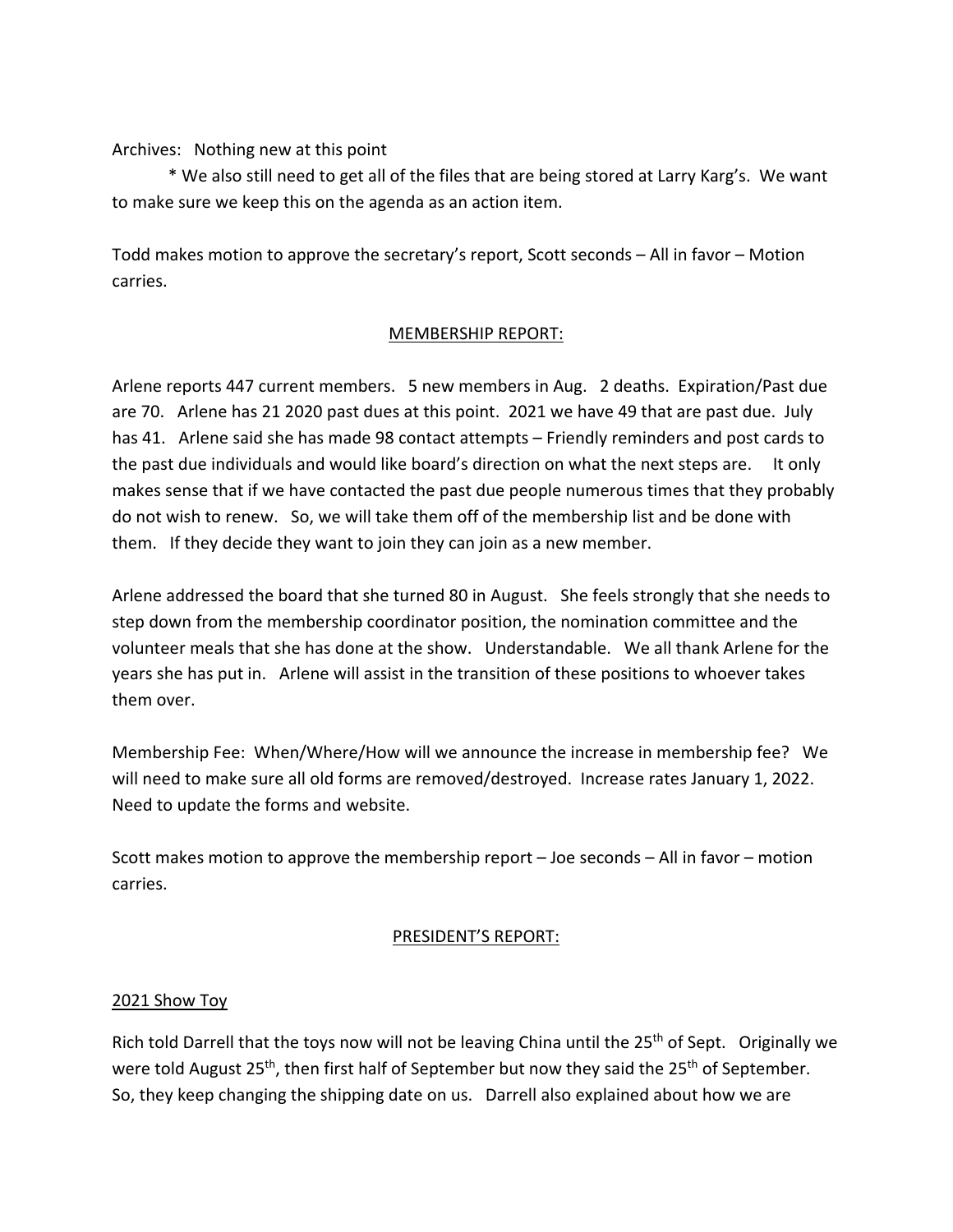Archives: Nothing new at this point

* We also still need to get all of the files that are being stored at Larry Karg's. We want to make sure we keep this on the agenda as an action item.

Todd makes motion to approve the secretary's report, Scott seconds – All in favor – Motion carries.

## MEMBERSHIP REPORT:

Arlene reports 447 current members. 5 new members in Aug. 2 deaths. Expiration/Past due are 70. Arlene has 21 2020 past dues at this point. 2021 we have 49 that are past due. July has 41. Arlene said she has made 98 contact attempts – Friendly reminders and post cards to the past due individuals and would like board's direction on what the next steps are. It only makes sense that if we have contacted the past due people numerous times that they probably do not wish to renew. So, we will take them off of the membership list and be done with them. If they decide they want to join they can join as a new member.

Arlene addressed the board that she turned 80 in August. She feels strongly that she needs to step down from the membership coordinator position, the nomination committee and the volunteer meals that she has done at the show. Understandable. We all thank Arlene for the years she has put in. Arlene will assist in the transition of these positions to whoever takes them over.

Membership Fee: When/Where/How will we announce the increase in membership fee? We will need to make sure all old forms are removed/destroyed. Increase rates January 1, 2022. Need to update the forms and website.

Scott makes motion to approve the membership report – Joe seconds – All in favor – motion carries.

## PRESIDENT'S REPORT:

### 2021 Show Toy

Rich told Darrell that the toys now will not be leaving China until the 25th of Sept. Originally we were told August 25th, then first half of September but now they said the 25th of September. So, they keep changing the shipping date on us. Darrell also explained about how we are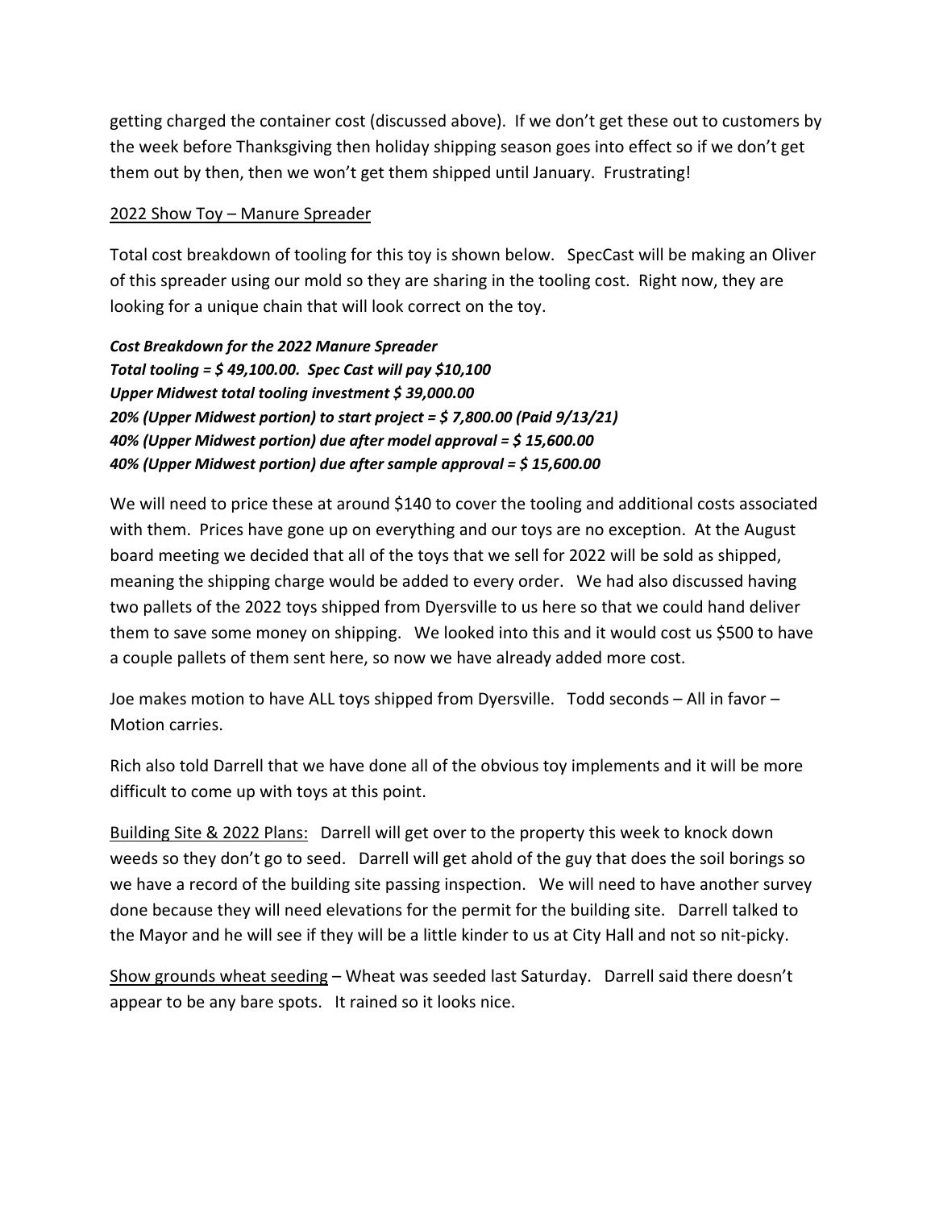getting charged the container cost (discussed above). If we don't get these out to customers by the week before Thanksgiving then holiday shipping season goes into effect so if we don't get them out by then, then we won't get them shipped until January. Frustrating!

<u>2022 Show Toy – Manure Spreader</u>

Total cost breakdown of tooling for this toy is shown below. SpecCast will be making an Oliver of this spreader using our mold so they are sharing in the tooling cost. Right now, they are looking for a unique chain that will look correct on the toy.

***Cost Breakdown for the 2022 Manure Spreader***
***Total tooling = $ 49,100.00. Spec Cast will pay $10,100***
***Upper Midwest total tooling investment $ 39,000.00***
***20% (Upper Midwest portion) to start project = $ 7,800.00 (Paid 9/13/21)***
***40% (Upper Midwest portion) due after model approval = $ 15,600.00***
***40% (Upper Midwest portion) due after sample approval = $ 15,600.00***

We will need to price these at around $140 to cover the tooling and additional costs associated with them. Prices have gone up on everything and our toys are no exception. At the August board meeting we decided that all of the toys that we sell for 2022 will be sold as shipped, meaning the shipping charge would be added to every order. We had also discussed having two pallets of the 2022 toys shipped from Dyersville to us here so that we could hand deliver them to save some money on shipping. We looked into this and it would cost us $500 to have a couple pallets of them sent here, so now we have already added more cost.

Joe makes motion to have ALL toys shipped from Dyersville. Todd seconds – All in favor – Motion carries.

Rich also told Darrell that we have done all of the obvious toy implements and it will be more difficult to come up with toys at this point.

<u>Building Site & 2022 Plans:</u> Darrell will get over to the property this week to knock down weeds so they don't go to seed. Darrell will get ahold of the guy that does the soil borings so we have a record of the building site passing inspection. We will need to have another survey done because they will need elevations for the permit for the building site. Darrell talked to the Mayor and he will see if they will be a little kinder to us at City Hall and not so nit-picky.

<u>Show grounds wheat seeding</u> – Wheat was seeded last Saturday. Darrell said there doesn't appear to be any bare spots. It rained so it looks nice.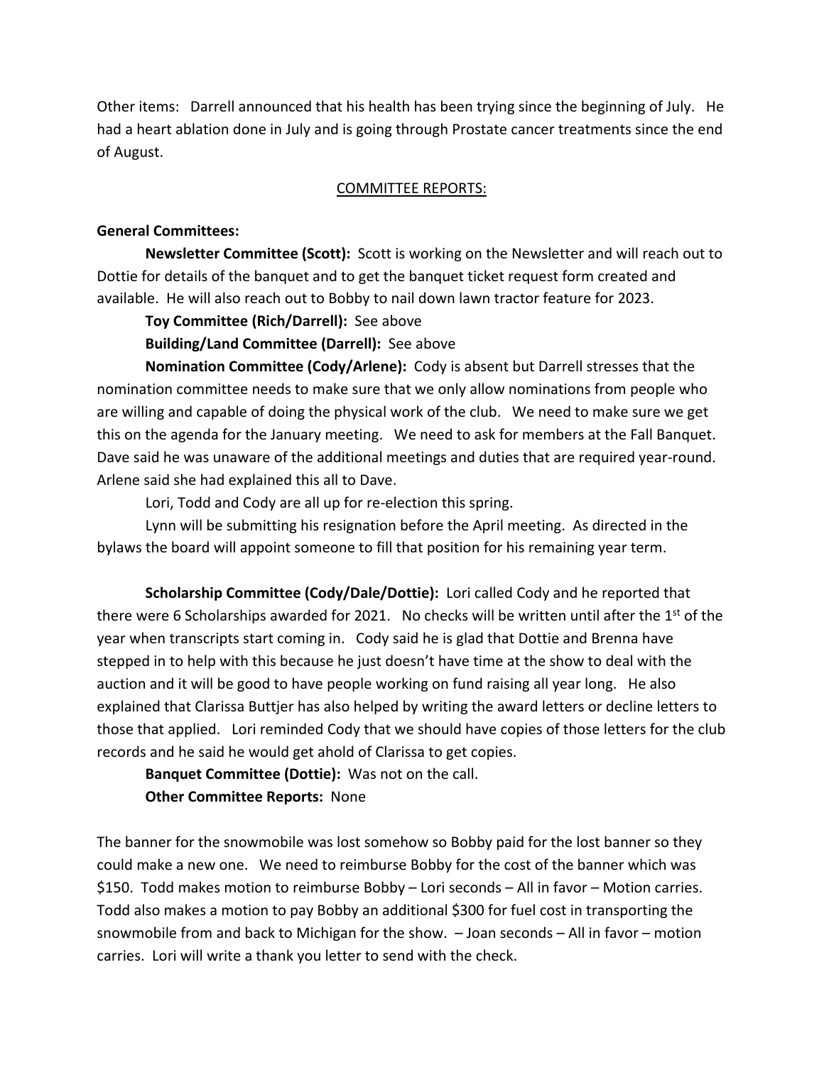Other items: Darrell announced that his health has been trying since the beginning of July. He had a heart ablation done in July and is going through Prostate cancer treatments since the end of August.

## COMMITTEE REPORTS:

**General Committees:**

**Newsletter Committee (Scott):** Scott is working on the Newsletter and will reach out to Dottie for details of the banquet and to get the banquet ticket request form created and available. He will also reach out to Bobby to nail down lawn tractor feature for 2023.

**Toy Committee (Rich/Darrell):** See above

**Building/Land Committee (Darrell):** See above

**Nomination Committee (Cody/Arlene):** Cody is absent but Darrell stresses that the nomination committee needs to make sure that we only allow nominations from people who are willing and capable of doing the physical work of the club. We need to make sure we get this on the agenda for the January meeting. We need to ask for members at the Fall Banquet. Dave said he was unaware of the additional meetings and duties that are required year-round. Arlene said she had explained this all to Dave.

Lori, Todd and Cody are all up for re-election this spring.

Lynn will be submitting his resignation before the April meeting. As directed in the bylaws the board will appoint someone to fill that position for his remaining year term.

**Scholarship Committee (Cody/Dale/Dottie):** Lori called Cody and he reported that there were 6 Scholarships awarded for 2021. No checks will be written until after the 1st of the year when transcripts start coming in. Cody said he is glad that Dottie and Brenna have stepped in to help with this because he just doesn't have time at the show to deal with the auction and it will be good to have people working on fund raising all year long. He also explained that Clarissa Buttjer has also helped by writing the award letters or decline letters to those that applied. Lori reminded Cody that we should have copies of those letters for the club records and he said he would get ahold of Clarissa to get copies.

**Banquet Committee (Dottie):** Was not on the call.

**Other Committee Reports:** None

The banner for the snowmobile was lost somehow so Bobby paid for the lost banner so they could make a new one. We need to reimburse Bobby for the cost of the banner which was $150. Todd makes motion to reimburse Bobby – Lori seconds – All in favor – Motion carries. Todd also makes a motion to pay Bobby an additional $300 for fuel cost in transporting the snowmobile from and back to Michigan for the show. – Joan seconds – All in favor – motion carries. Lori will write a thank you letter to send with the check.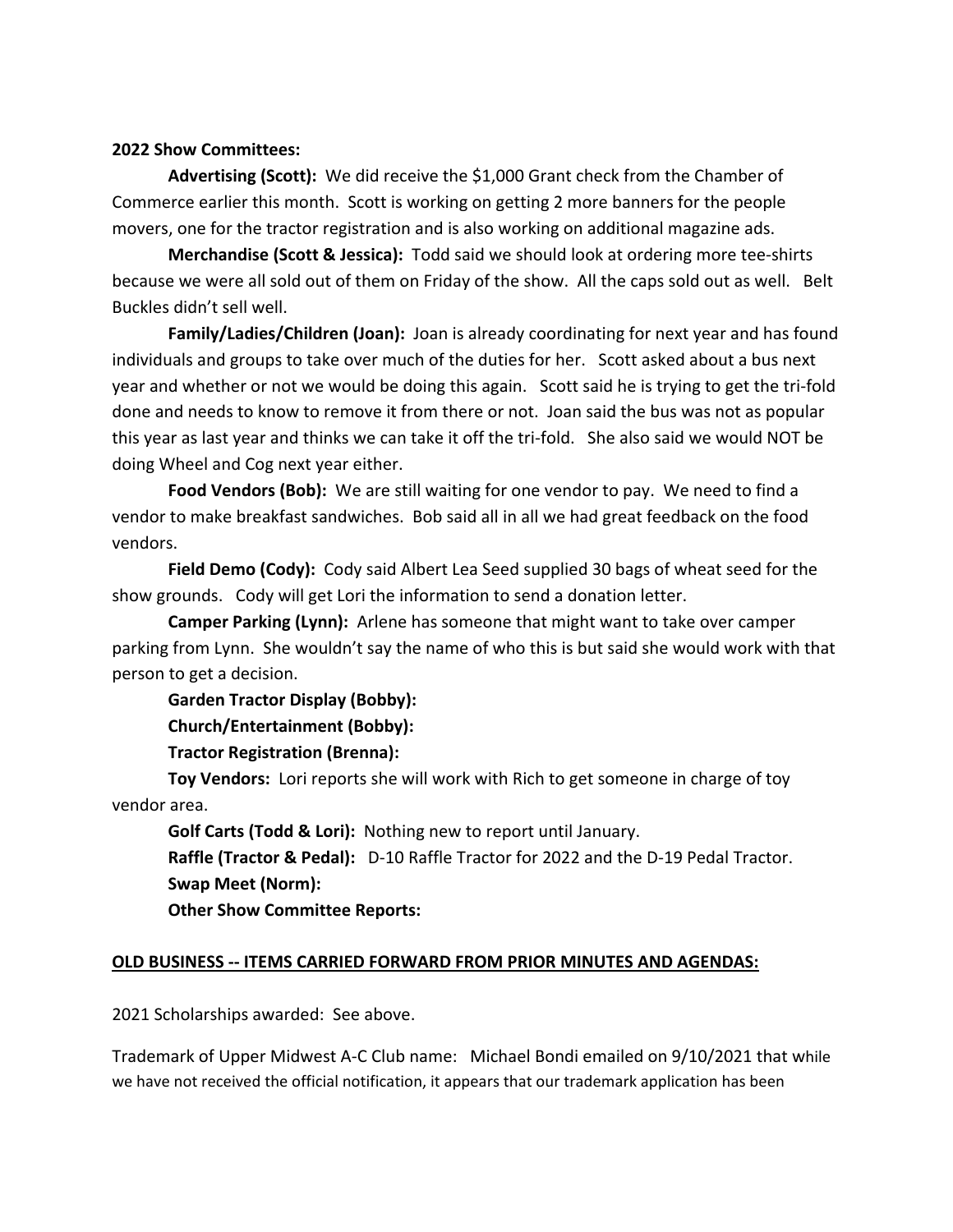**2022 Show Committees:**

**Advertising (Scott):** We did receive the $1,000 Grant check from the Chamber of Commerce earlier this month. Scott is working on getting 2 more banners for the people movers, one for the tractor registration and is also working on additional magazine ads.

**Merchandise (Scott & Jessica):** Todd said we should look at ordering more tee-shirts because we were all sold out of them on Friday of the show. All the caps sold out as well. Belt Buckles didn't sell well.

**Family/Ladies/Children (Joan):** Joan is already coordinating for next year and has found individuals and groups to take over much of the duties for her. Scott asked about a bus next year and whether or not we would be doing this again. Scott said he is trying to get the tri-fold done and needs to know to remove it from there or not. Joan said the bus was not as popular this year as last year and thinks we can take it off the tri-fold. She also said we would NOT be doing Wheel and Cog next year either.

**Food Vendors (Bob):** We are still waiting for one vendor to pay. We need to find a vendor to make breakfast sandwiches. Bob said all in all we had great feedback on the food vendors.

**Field Demo (Cody):** Cody said Albert Lea Seed supplied 30 bags of wheat seed for the show grounds. Cody will get Lori the information to send a donation letter.

**Camper Parking (Lynn):** Arlene has someone that might want to take over camper parking from Lynn. She wouldn't say the name of who this is but said she would work with that person to get a decision.

**Garden Tractor Display (Bobby):**

**Church/Entertainment (Bobby):**

**Tractor Registration (Brenna):**

**Toy Vendors:** Lori reports she will work with Rich to get someone in charge of toy vendor area.

**Golf Carts (Todd & Lori):** Nothing new to report until January.

**Raffle (Tractor & Pedal):** D-10 Raffle Tractor for 2022 and the D-19 Pedal Tractor.

**Swap Meet (Norm):**

**Other Show Committee Reports:**

**OLD BUSINESS -- ITEMS CARRIED FORWARD FROM PRIOR MINUTES AND AGENDAS:**

2021 Scholarships awarded: See above.

Trademark of Upper Midwest A-C Club name: Michael Bondi emailed on 9/10/2021 that while we have not received the official notification, it appears that our trademark application has been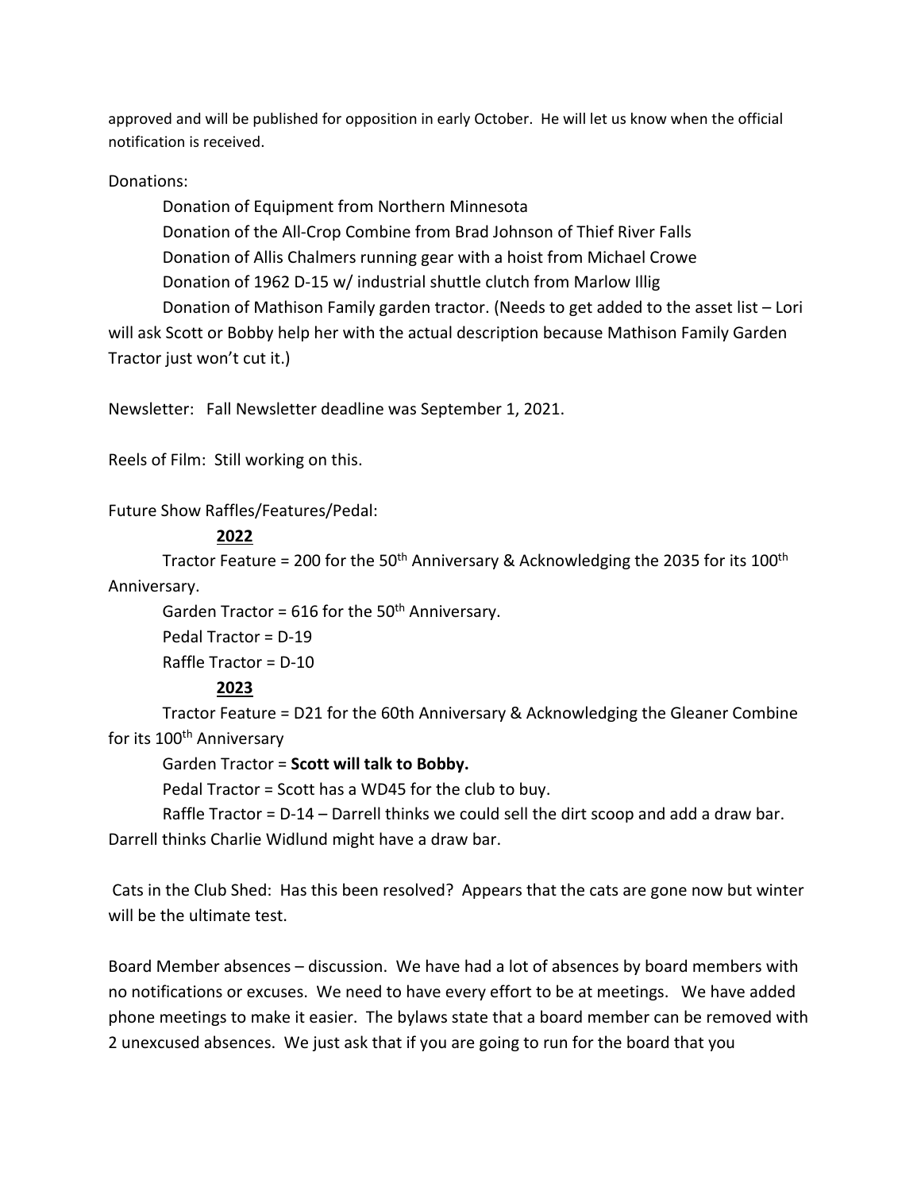approved and will be published for opposition in early October. He will let us know when the official notification is received.

Donations:

Donation of Equipment from Northern Minnesota
Donation of the All-Crop Combine from Brad Johnson of Thief River Falls
Donation of Allis Chalmers running gear with a hoist from Michael Crowe
Donation of 1962 D-15 w/ industrial shuttle clutch from Marlow Illig
Donation of Mathison Family garden tractor. (Needs to get added to the asset list – Lori will ask Scott or Bobby help her with the actual description because Mathison Family Garden Tractor just won't cut it.)

Newsletter: Fall Newsletter deadline was September 1, 2021.

Reels of Film: Still working on this.

Future Show Raffles/Features/Pedal:

**2022**

Tractor Feature = 200 for the 50th Anniversary & Acknowledging the 2035 for its 100th Anniversary.
Garden Tractor = 616 for the 50th Anniversary.
Pedal Tractor = D-19
Raffle Tractor = D-10

**2023**

Tractor Feature = D21 for the 60th Anniversary & Acknowledging the Gleaner Combine for its 100th Anniversary
Garden Tractor = **Scott will talk to Bobby.**
Pedal Tractor = Scott has a WD45 for the club to buy.
Raffle Tractor = D-14 – Darrell thinks we could sell the dirt scoop and add a draw bar. Darrell thinks Charlie Widlund might have a draw bar.

Cats in the Club Shed: Has this been resolved? Appears that the cats are gone now but winter will be the ultimate test.

Board Member absences – discussion. We have had a lot of absences by board members with no notifications or excuses. We need to have every effort to be at meetings. We have added phone meetings to make it easier. The bylaws state that a board member can be removed with 2 unexcused absences. We just ask that if you are going to run for the board that you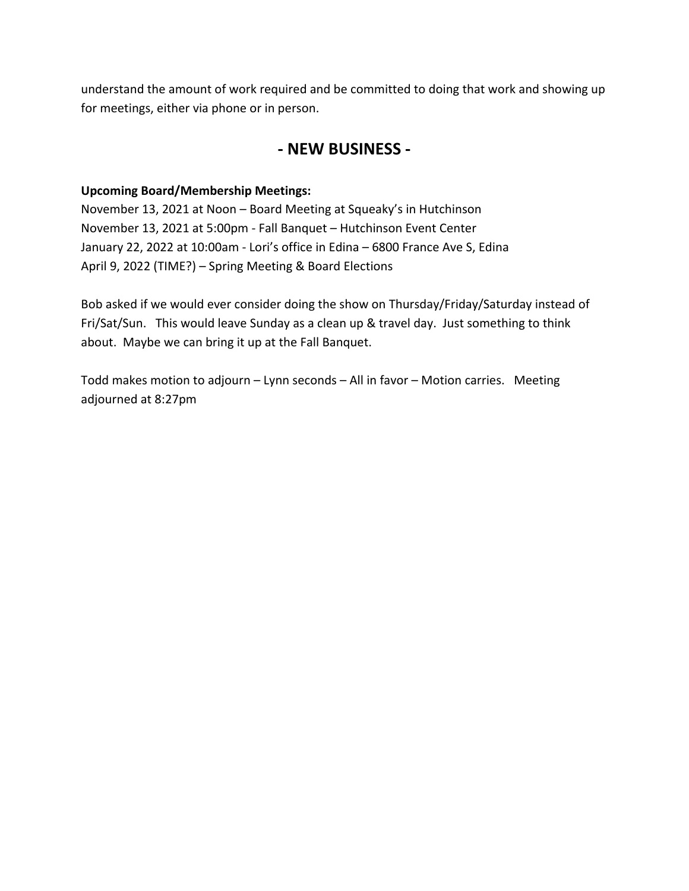understand the amount of work required and be committed to doing that work and showing up for meetings, either via phone or in person.

## - NEW BUSINESS -

**Upcoming Board/Membership Meetings:**

November 13, 2021 at Noon – Board Meeting at Squeaky's in Hutchinson
November 13, 2021 at 5:00pm - Fall Banquet – Hutchinson Event Center
January 22, 2022 at 10:00am - Lori's office in Edina – 6800 France Ave S, Edina
April 9, 2022 (TIME?) – Spring Meeting & Board Elections

Bob asked if we would ever consider doing the show on Thursday/Friday/Saturday instead of Fri/Sat/Sun. This would leave Sunday as a clean up & travel day. Just something to think about. Maybe we can bring it up at the Fall Banquet.

Todd makes motion to adjourn – Lynn seconds – All in favor – Motion carries. Meeting adjourned at 8:27pm